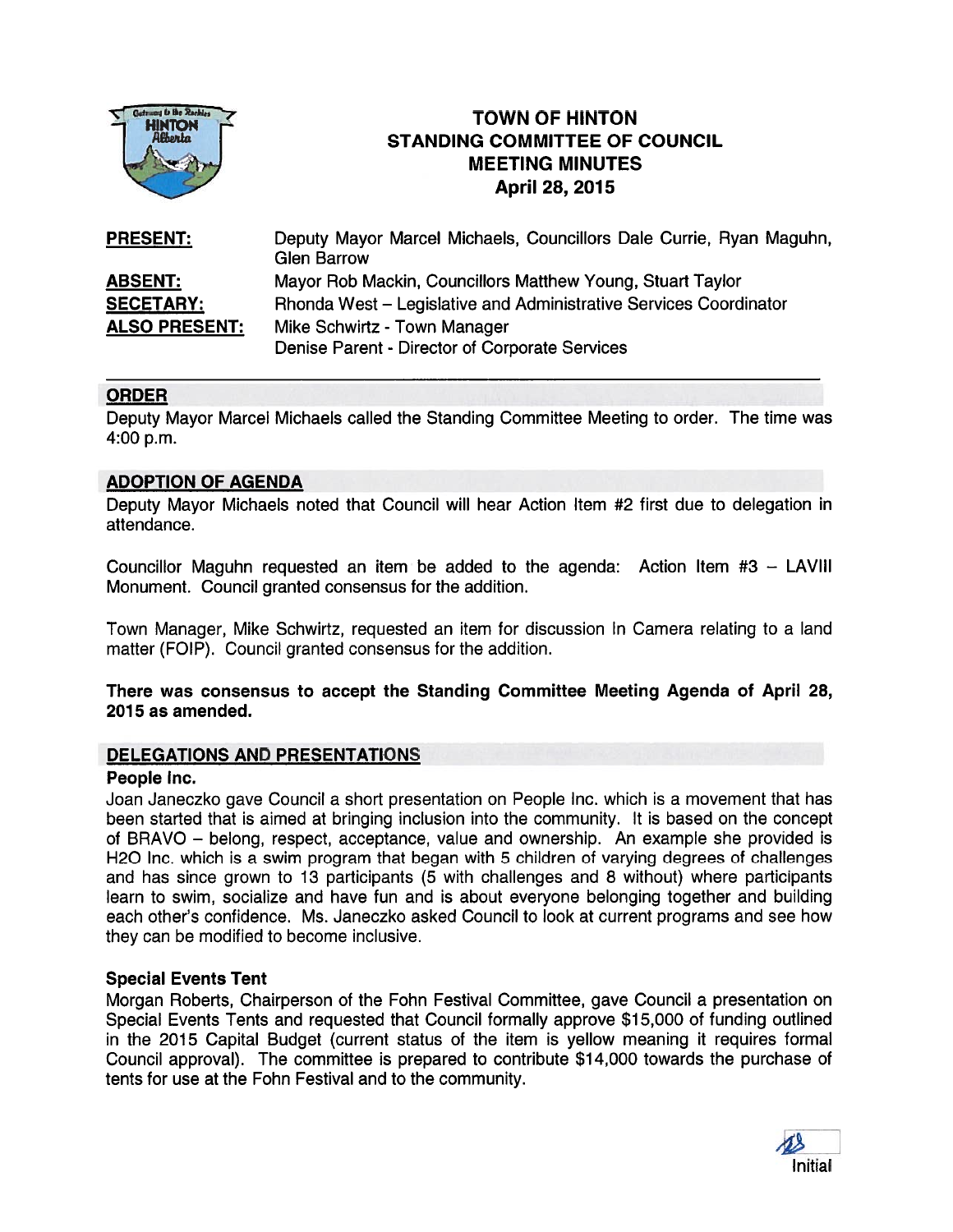# TOWN OF HINTON
## STANDING COMMITTEE OF COUNCIL
## MEETING MINUTES
## April 28, 2015

| | |
|---|---|
| **PRESENT:** | Deputy Mayor Marcel Michaels, Councillors Dale Currie, Ryan Maguhn, Glen Barrow |
| **ABSENT:** | Mayor Rob Mackin, Councillors Matthew Young, Stuart Taylor |
| **SECETARY:** | Rhonda West – Legislative and Administrative Services Coordinator |
| **ALSO PRESENT:** | Mike Schwirtz - Town Manager<br>Denise Parent - Director of Corporate Services |

## ORDER

Deputy Mayor Marcel Michaels called the Standing Committee Meeting to order. The time was 4:00 p.m.

## ADOPTION OF AGENDA

Deputy Mayor Michaels noted that Council will hear Action Item #2 first due to delegation in attendance.

Councillor Maguhn requested an item be added to the agenda: Action Item #3 – LAVIII Monument. Council granted consensus for the addition.

Town Manager, Mike Schwirtz, requested an item for discussion In Camera relating to a land matter (FOIP). Council granted consensus for the addition.

**There was consensus to accept the Standing Committee Meeting Agenda of April 28, 2015 as amended.**

## DELEGATIONS AND PRESENTATIONS

### People Inc.

Joan Janeczko gave Council a short presentation on People Inc. which is a movement that has been started that is aimed at bringing inclusion into the community. It is based on the concept of BRAVO – belong, respect, acceptance, value and ownership. An example she provided is H2O Inc. which is a swim program that began with 5 children of varying degrees of challenges and has since grown to 13 participants (5 with challenges and 8 without) where participants learn to swim, socialize and have fun and is about everyone belonging together and building each other's confidence. Ms. Janeczko asked Council to look at current programs and see how they can be modified to become inclusive.

### Special Events Tent

Morgan Roberts, Chairperson of the Fohn Festival Committee, gave Council a presentation on Special Events Tents and requested that Council formally approve $15,000 of funding outlined in the 2015 Capital Budget (current status of the item is yellow meaning it requires formal Council approval). The committee is prepared to contribute $14,000 towards the purchase of tents for use at the Fohn Festival and to the community.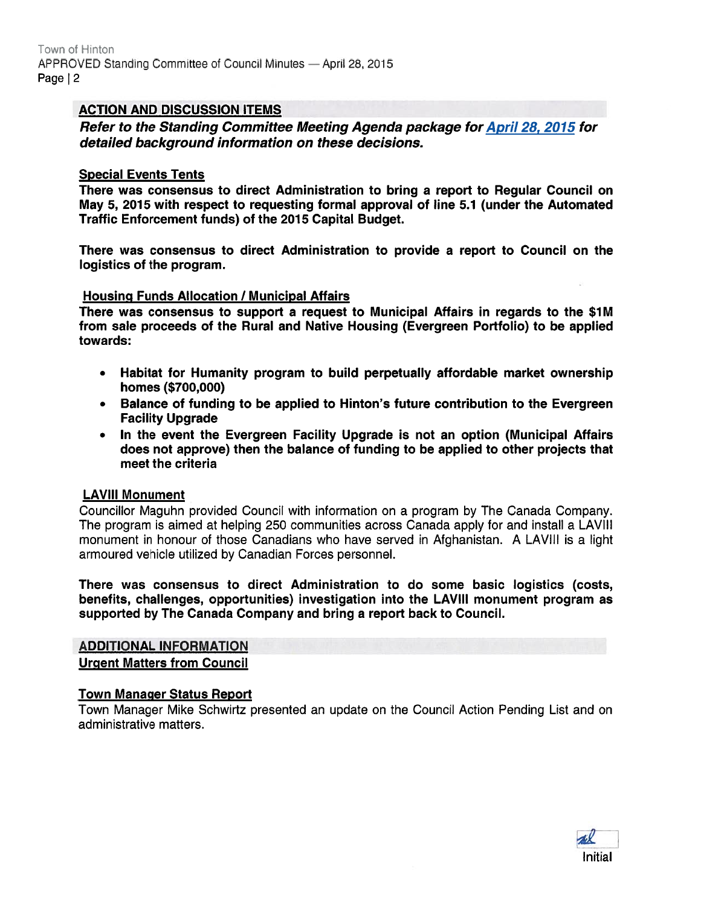## ACTION AND DISCUSSION ITEMS

***Refer to the Standing Committee Meeting Agenda package for [April 28, 2015]() for detailed background information on these decisions.***

### Special Events Tents

**There was consensus to direct Administration to bring a report to Regular Council on May 5, 2015 with respect to requesting formal approval of line 5.1 (under the Automated Traffic Enforcement funds) of the 2015 Capital Budget.**

**There was consensus to direct Administration to provide a report to Council on the logistics of the program.**

### Housing Funds Allocation / Municipal Affairs

**There was consensus to support a request to Municipal Affairs in regards to the $1M from sale proceeds of the Rural and Native Housing (Evergreen Portfolio) to be applied towards:**

- **Habitat for Humanity program to build perpetually affordable market ownership homes ($700,000)**
- **Balance of funding to be applied to Hinton's future contribution to the Evergreen Facility Upgrade**
- **In the event the Evergreen Facility Upgrade is not an option (Municipal Affairs does not approve) then the balance of funding to be applied to other projects that meet the criteria**

### LAVIII Monument

Councillor Maguhn provided Council with information on a program by The Canada Company. The program is aimed at helping 250 communities across Canada apply for and install a LAVIII monument in honour of those Canadians who have served in Afghanistan. A LAVIII is a light armoured vehicle utilized by Canadian Forces personnel.

**There was consensus to direct Administration to do some basic logistics (costs, benefits, challenges, opportunities) investigation into the LAVIII monument program as supported by The Canada Company and bring a report back to Council.**

## ADDITIONAL INFORMATION

### Urgent Matters from Council

### Town Manager Status Report

Town Manager Mike Schwirtz presented an update on the Council Action Pending List and on administrative matters.

Initial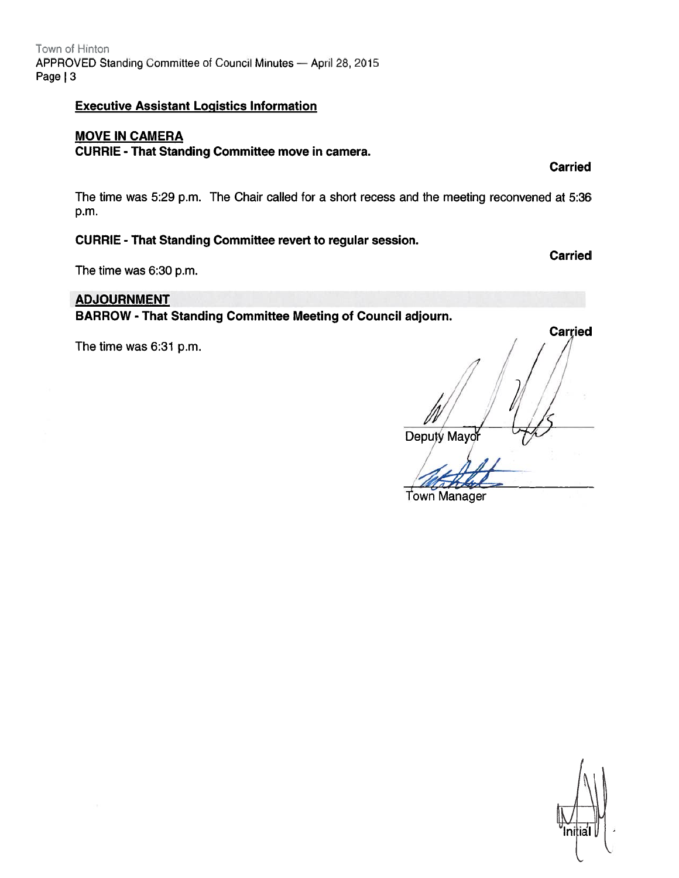**Executive Assistant Logistics Information**

**MOVE IN CAMERA**

**CURRIE - That Standing Committee move in camera.**

**Carried**

The time was 5:29 p.m. The Chair called for a short recess and the meeting reconvened at 5:36 p.m.

**CURRIE - That Standing Committee revert to regular session.**

**Carried**

The time was 6:30 p.m.

**ADJOURNMENT**

**BARROW - That Standing Committee Meeting of Council adjourn.**

**Carried**

The time was 6:31 p.m.

Deputy Mayor

Town Manager

Initial